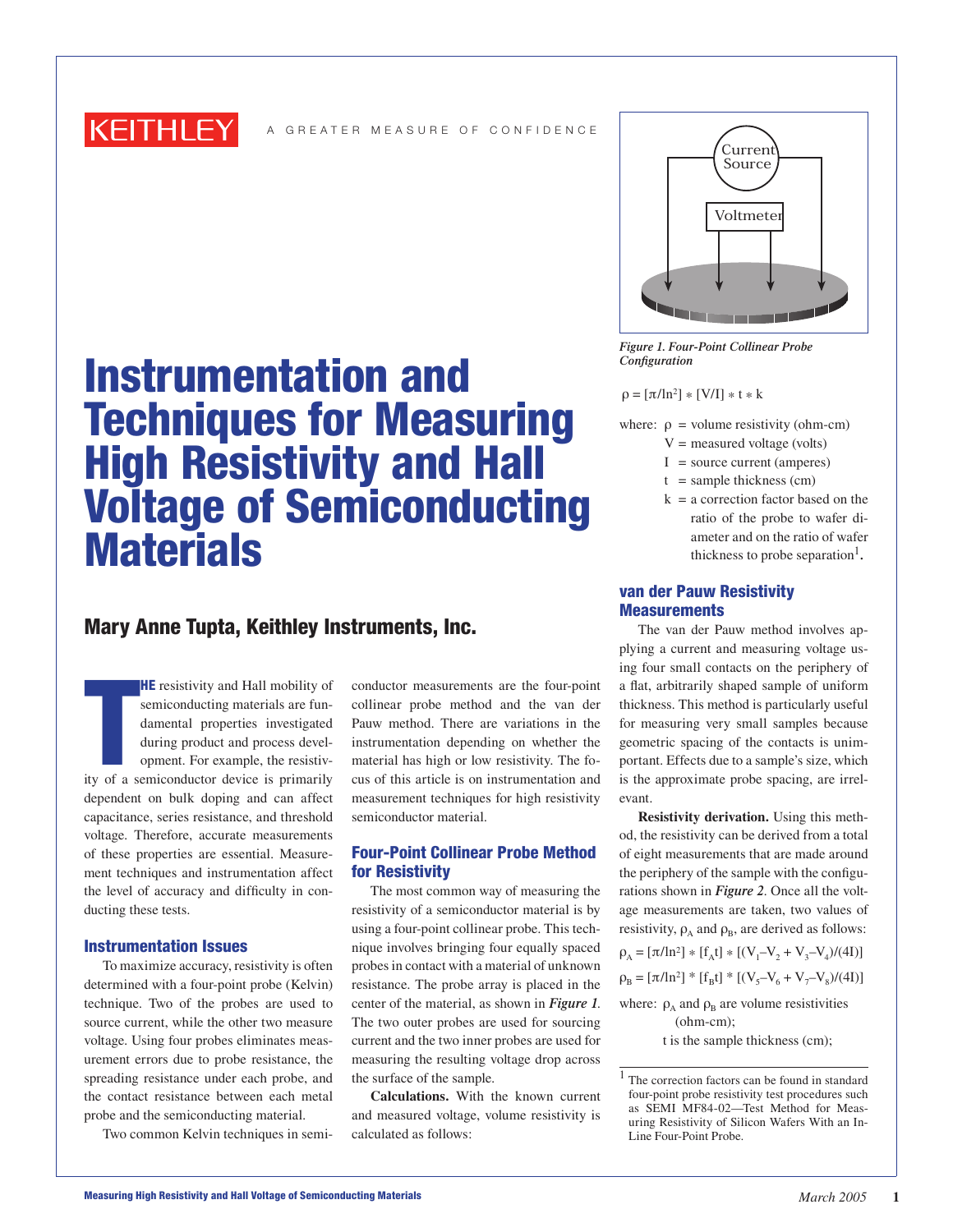KEITHLEY A GREATER MEASURE OF CONFIDENCE

# Instrumentation and Techniques for Measuring High Resistivity and Hall Voltage of Semiconducting Materials

## Mary Anne Tupta, Keithley Instruments, Inc.

THE resistivity and Hall mobility of semiconducting materials are fundamental properties investigated during product and process development. For example, the resistivity of a semiconductor device is primarily dependent on bulk doping and can affect capacitance, series resistance, and threshold voltage. Therefore, accurate measurements of these properties are essential. Measurement techniques and instrumentation affect the level of accuracy and difficulty in conducting these tests.

### Instrumentation Issues

To maximize accuracy, resistivity is often determined with a four-point probe (Kelvin) technique. Two of the probes are used to source current, while the other two measure voltage. Using four probes eliminates measurement errors due to probe resistance, the spreading resistance under each probe, and the contact resistance between each metal probe and the semiconducting material.

Two common Kelvin techniques in semiconductor measurements are the four-point collinear probe method and the van der Pauw method. There are variations in the instrumentation depending on whether the material has high or low resistivity. The focus of this article is on instrumentation and measurement techniques for high resistivity semiconductor material.

### Four-Point Collinear Probe Method for Resistivity

The most common way of measuring the resistivity of a semiconductor material is by using a four-point collinear probe. This technique involves bringing four equally spaced probes in contact with a material of unknown resistance. The probe array is placed in the center of the material, as shown in ***Figure 1***. The two outer probes are used for sourcing current and the two inner probes are used for measuring the resulting voltage drop across the surface of the sample.

**Calculations.** With the known current and measured voltage, volume resistivity is calculated as follows:

*Figure 1. Four-Point Collinear Probe Configuration*

$$\rho = [\pi/\ln 2] * [V/I] * t * k$$

where:
- $\rho$ = volume resistivity (ohm-cm)
- $V$ = measured voltage (volts)
- $I$ = source current (amperes)
- $t$ = sample thickness (cm)
- $k$ = a correction factor based on the ratio of the probe to wafer diameter and on the ratio of wafer thickness to probe separation[1].

### van der Pauw Resistivity Measurements

The van der Pauw method involves applying a current and measuring voltage using four small contacts on the periphery of a flat, arbitrarily shaped sample of uniform thickness. This method is particularly useful for measuring very small samples because geometric spacing of the contacts is unimportant. Effects due to a sample's size, which is the approximate probe spacing, are irrelevant.

**Resistivity derivation.** Using this method, the resistivity can be derived from a total of eight measurements that are made around the periphery of the sample with the configurations shown in ***Figure 2***. Once all the voltage measurements are taken, two values of resistivity, $\rho_A$ and $\rho_B$, are derived as follows:

$$\rho_A = [\pi/\ln 2] * [f_A t] * [(V_1 - V_2 + V_3 - V_4)/(4I)]$$

$$\rho_B = [\pi/\ln 2] * [f_B t] * [(V_5 - V_6 + V_7 - V_8)/(4I)]$$

where: $\rho_A$ and $\rho_B$ are volume resistivities (ohm-cm);

t is the sample thickness (cm);

---

[1] The correction factors can be found in standard four-point probe resistivity test procedures such as SEMI MF84-02—Test Method for Measuring Resistivity of Silicon Wafers With an In-Line Four-Point Probe.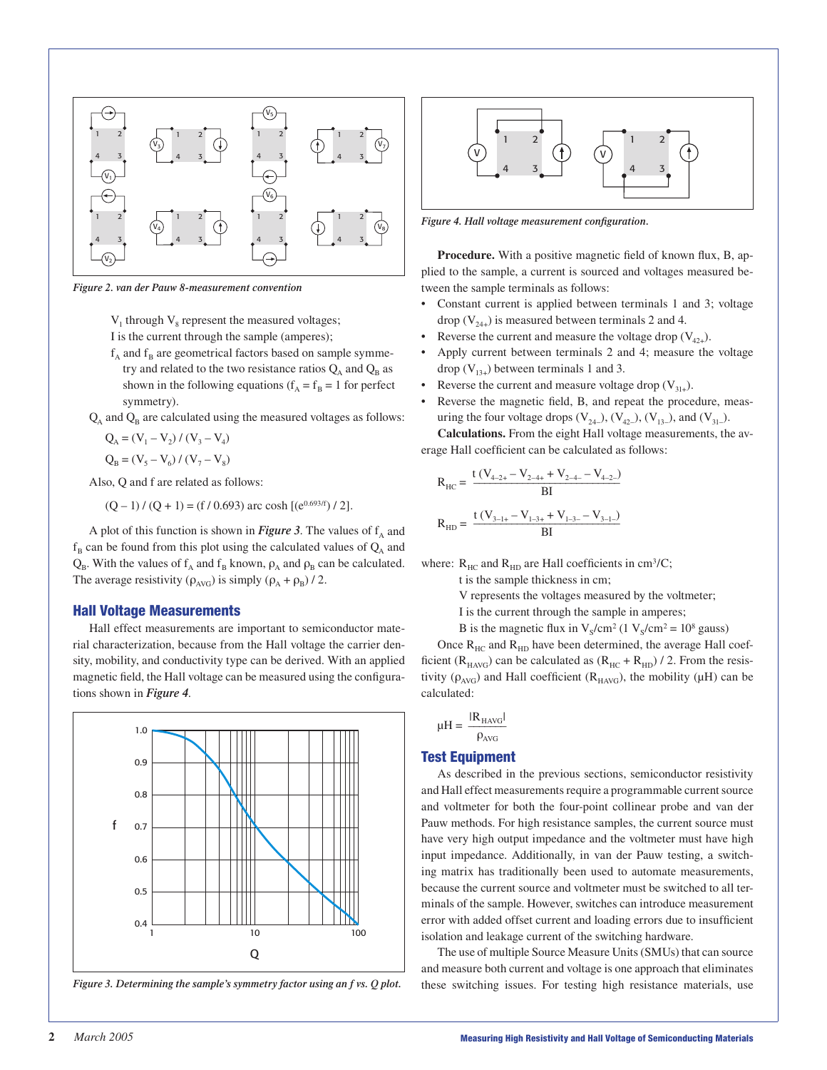*Figure 2. van der Pauw 8-measurement convention*

$V_1$ through $V_8$ represent the measured voltages;

I is the current through the sample (amperes);

$f_A$ and $f_B$ are geometrical factors based on sample symmetry and related to the two resistance ratios $Q_A$ and $Q_B$ as shown in the following equations ($f_A = f_B = 1$ for perfect symmetry).

$Q_A$ and $Q_B$ are calculated using the measured voltages as follows:

$$Q_A = (V_1 - V_2) / (V_3 - V_4)$$

$$Q_B = (V_5 - V_6) / (V_7 - V_8)$$

Also, Q and f are related as follows:

$$(Q - 1) / (Q + 1) = (f / 0.693) \text{ arc cosh } [(e^{0.693/f}) / 2].$$

A plot of this function is shown in ***Figure 3***. The values of $f_A$ and $f_B$ can be found from this plot using the calculated values of $Q_A$ and $Q_B$. With the values of $f_A$ and $f_B$ known, $\rho_A$ and $\rho_B$ can be calculated. The average resistivity ($\rho_{AVG}$) is simply $(\rho_A + \rho_B) / 2$.

## Hall Voltage Measurements

Hall effect measurements are important to semiconductor material characterization, because from the Hall voltage the carrier density, mobility, and conductivity type can be derived. With an applied magnetic field, the Hall voltage can be measured using the configurations shown in ***Figure 4***.

*Figure 3. Determining the sample's symmetry factor using an f vs. Q plot.*

*Figure 4. Hall voltage measurement configuration.*

**Procedure.** With a positive magnetic field of known flux, B, applied to the sample, a current is sourced and voltages measured between the sample terminals as follows:

- Constant current is applied between terminals 1 and 3; voltage drop ($V_{24+}$) is measured between terminals 2 and 4.
- Reverse the current and measure the voltage drop ($V_{42+}$).
- Apply current between terminals 2 and 4; measure the voltage drop ($V_{13+}$) between terminals 1 and 3.
- Reverse the current and measure voltage drop ($V_{31+}$).
- Reverse the magnetic field, B, and repeat the procedure, measuring the four voltage drops ($V_{24-}$), ($V_{42-}$), ($V_{13-}$), and ($V_{31-}$).

**Calculations.** From the eight Hall voltage measurements, the average Hall coefficient can be calculated as follows:

$$R_{HC} = \frac{t\,(V_{4-2+} - V_{2-4+} + V_{2-4-} - V_{4-2-})}{BI}$$

$$R_{HD} = \frac{t\,(V_{3-1+} - V_{1-3+} + V_{1-3-} - V_{3-1-})}{BI}$$

where: $R_{HC}$ and $R_{HD}$ are Hall coefficients in $cm^3/C$;

t is the sample thickness in cm;

V represents the voltages measured by the voltmeter;

I is the current through the sample in amperes;

B is the magnetic flux in $V_s/cm^2$ ($1\ V_s/cm^2 = 10^8$ gauss)

Once $R_{HC}$ and $R_{HD}$ have been determined, the average Hall coefficient ($R_{HAVG}$) can be calculated as $(R_{HC} + R_{HD}) / 2$. From the resistivity ($\rho_{AVG}$) and Hall coefficient ($R_{HAVG}$), the mobility ($\mu H$) can be calculated:

$$\mu H = \frac{|R_{HAVG}|}{\rho_{AVG}}$$

## Test Equipment

As described in the previous sections, semiconductor resistivity and Hall effect measurements require a programmable current source and voltmeter for both the four-point collinear probe and van der Pauw methods. For high resistance samples, the current source must have very high output impedance and the voltmeter must have high input impedance. Additionally, in van der Pauw testing, a switching matrix has traditionally been used to automate measurements, because the current source and voltmeter must be switched to all terminals of the sample. However, switches can introduce measurement error with added offset current and loading errors due to insufficient isolation and leakage current of the switching hardware.

The use of multiple Source Measure Units (SMUs) that can source and measure both current and voltage is one approach that eliminates these switching issues. For testing high resistance materials, use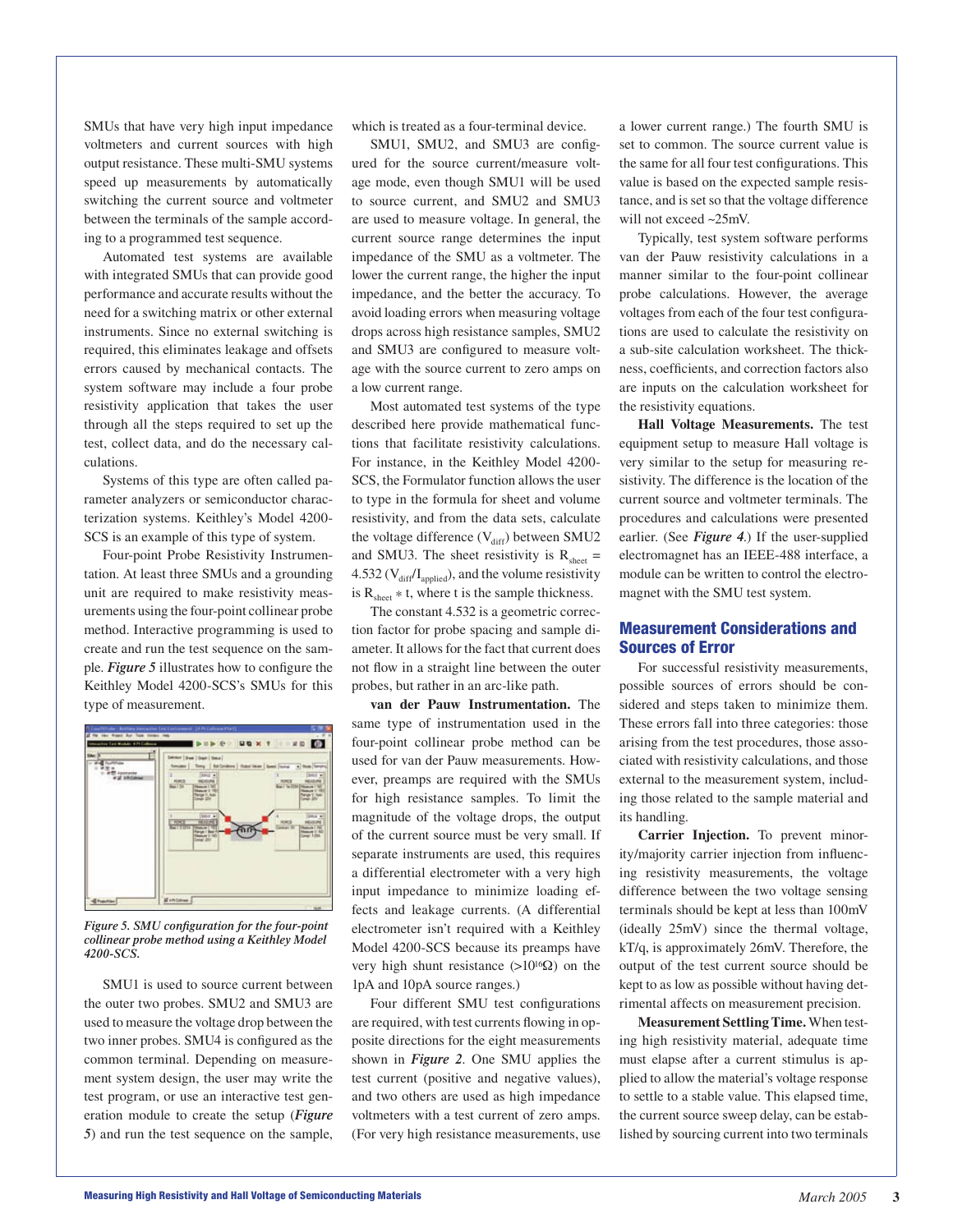SMUs that have very high input impedance voltmeters and current sources with high output resistance. These multi-SMU systems speed up measurements by automatically switching the current source and voltmeter between the terminals of the sample according to a programmed test sequence.

Automated test systems are available with integrated SMUs that can provide good performance and accurate results without the need for a switching matrix or other external instruments. Since no external switching is required, this eliminates leakage and offsets errors caused by mechanical contacts. The system software may include a four probe resistivity application that takes the user through all the steps required to set up the test, collect data, and do the necessary calculations.

Systems of this type are often called parameter analyzers or semiconductor characterization systems. Keithley's Model 4200-SCS is an example of this type of system.

Four-point Probe Resistivity Instrumentation. At least three SMUs and a grounding unit are required to make resistivity measurements using the four-point collinear probe method. Interactive programming is used to create and run the test sequence on the sample. ***Figure 5*** illustrates how to configure the Keithley Model 4200-SCS's SMUs for this type of measurement.

*Figure 5. SMU configuration for the four-point collinear probe method using a Keithley Model 4200-SCS.*

SMU1 is used to source current between the outer two probes. SMU2 and SMU3 are used to measure the voltage drop between the two inner probes. SMU4 is configured as the common terminal. Depending on measurement system design, the user may write the test program, or use an interactive test generation module to create the setup (***Figure 5***) and run the test sequence on the sample, which is treated as a four-terminal device.

SMU1, SMU2, and SMU3 are configured for the source current/measure voltage mode, even though SMU1 will be used to source current, and SMU2 and SMU3 are used to measure voltage. In general, the current source range determines the input impedance of the SMU as a voltmeter. The lower the current range, the higher the input impedance, and the better the accuracy. To avoid loading errors when measuring voltage drops across high resistance samples, SMU2 and SMU3 are configured to measure voltage with the source current to zero amps on a low current range.

Most automated test systems of the type described here provide mathematical functions that facilitate resistivity calculations. For instance, in the Keithley Model 4200-SCS, the Formulator function allows the user to type in the formula for sheet and volume resistivity, and from the data sets, calculate the voltage difference ($V_{diff}$) between SMU2 and SMU3. The sheet resistivity is $R_{sheet} = 4.532\,(V_{diff}/I_{applied})$, and the volume resistivity is $R_{sheet} * t$, where t is the sample thickness.

The constant 4.532 is a geometric correction factor for probe spacing and sample diameter. It allows for the fact that current does not flow in a straight line between the outer probes, but rather in an arc-like path.

**van der Pauw Instrumentation.** The same type of instrumentation used in the four-point collinear probe method can be used for van der Pauw measurements. However, preamps are required with the SMUs for high resistance samples. To limit the magnitude of the voltage drops, the output of the current source must be very small. If separate instruments are used, this requires a differential electrometer with a very high input impedance to minimize loading effects and leakage currents. (A differential electrometer isn't required with a Keithley Model 4200-SCS because its preamps have very high shunt resistance ($>10^{16}\Omega$) on the 1pA and 10pA source ranges.)

Four different SMU test configurations are required, with test currents flowing in opposite directions for the eight measurements shown in ***Figure 2***. One SMU applies the test current (positive and negative values), and two others are used as high impedance voltmeters with a test current of zero amps. (For very high resistance measurements, use a lower current range.) The fourth SMU is set to common. The source current value is the same for all four test configurations. This value is based on the expected sample resistance, and is set so that the voltage difference will not exceed ~25mV.

Typically, test system software performs van der Pauw resistivity calculations in a manner similar to the four-point collinear probe calculations. However, the average voltages from each of the four test configurations are used to calculate the resistivity on a sub-site calculation worksheet. The thickness, coefficients, and correction factors also are inputs on the calculation worksheet for the resistivity equations.

**Hall Voltage Measurements.** The test equipment setup to measure Hall voltage is very similar to the setup for measuring resistivity. The difference is the location of the current source and voltmeter terminals. The procedures and calculations were presented earlier. (See ***Figure 4***.) If the user-supplied electromagnet has an IEEE-488 interface, a module can be written to control the electromagnet with the SMU test system.

## Measurement Considerations and Sources of Error

For successful resistivity measurements, possible sources of errors should be considered and steps taken to minimize them. These errors fall into three categories: those arising from the test procedures, those associated with resistivity calculations, and those external to the measurement system, including those related to the sample material and its handling.

**Carrier Injection.** To prevent minority/majority carrier injection from influencing resistivity measurements, the voltage difference between the two voltage sensing terminals should be kept at less than 100mV (ideally 25mV) since the thermal voltage, kT/q, is approximately 26mV. Therefore, the output of the test current source should be kept to as low as possible without having detrimental affects on measurement precision.

**Measurement Settling Time.** When testing high resistivity material, adequate time must elapse after a current stimulus is applied to allow the material's voltage response to settle to a stable value. This elapsed time, the current source sweep delay, can be established by sourcing current into two terminals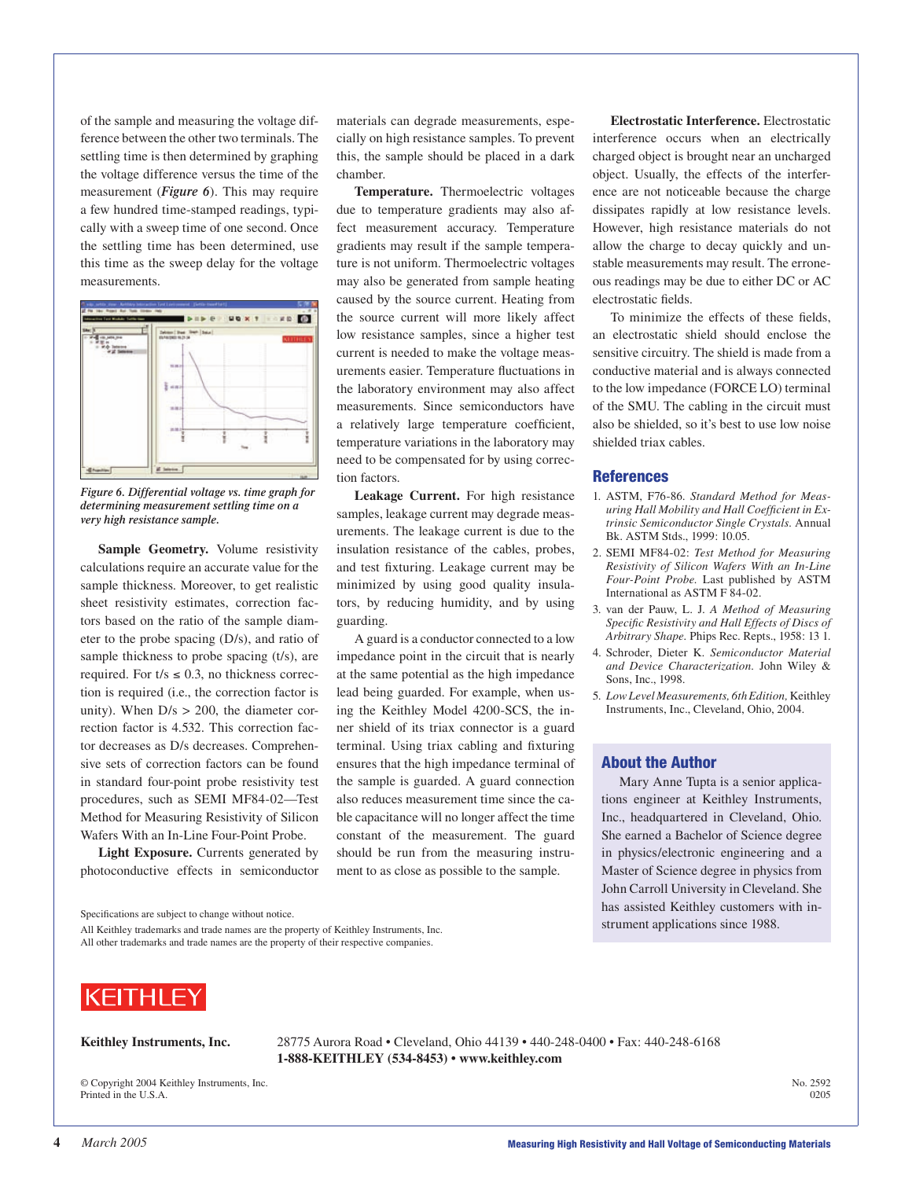of the sample and measuring the voltage difference between the other two terminals. The settling time is then determined by graphing the voltage difference versus the time of the measurement (***Figure 6***). This may require a few hundred time-stamped readings, typically with a sweep time of one second. Once the settling time has been determined, use this time as the sweep delay for the voltage measurements.

*Figure 6. Differential voltage vs. time graph for determining measurement settling time on a very high resistance sample.*

**Sample Geometry.** Volume resistivity calculations require an accurate value for the sample thickness. Moreover, to get realistic sheet resistivity estimates, correction factors based on the ratio of the sample diameter to the probe spacing (D/s), and ratio of sample thickness to probe spacing (t/s), are required. For $t/s \leq 0.3$, no thickness correction is required (i.e., the correction factor is unity). When $D/s > 200$, the diameter correction factor is 4.532. This correction factor decreases as D/s decreases. Comprehensive sets of correction factors can be found in standard four-point probe resistivity test procedures, such as SEMI MF84-02—Test Method for Measuring Resistivity of Silicon Wafers With an In-Line Four-Point Probe.

**Light Exposure.** Currents generated by photoconductive effects in semiconductor materials can degrade measurements, especially on high resistance samples. To prevent this, the sample should be placed in a dark chamber.

**Temperature.** Thermoelectric voltages due to temperature gradients may also affect measurement accuracy. Temperature gradients may result if the sample temperature is not uniform. Thermoelectric voltages may also be generated from sample heating caused by the source current. Heating from the source current will more likely affect low resistance samples, since a higher test current is needed to make the voltage measurements easier. Temperature fluctuations in the laboratory environment may also affect measurements. Since semiconductors have a relatively large temperature coefficient, temperature variations in the laboratory may need to be compensated for by using correction factors.

**Leakage Current.** For high resistance samples, leakage current may degrade measurements. The leakage current is due to the insulation resistance of the cables, probes, and test fixturing. Leakage current may be minimized by using good quality insulators, by reducing humidity, and by using guarding.

A guard is a conductor connected to a low impedance point in the circuit that is nearly at the same potential as the high impedance lead being guarded. For example, when using the Keithley Model 4200-SCS, the inner shield of its triax connector is a guard terminal. Using triax cabling and fixturing ensures that the high impedance terminal of the sample is guarded. A guard connection also reduces measurement time since the cable capacitance will no longer affect the time constant of the measurement. The guard should be run from the measuring instrument to as close as possible to the sample.

**Electrostatic Interference.** Electrostatic interference occurs when an electrically charged object is brought near an uncharged object. Usually, the effects of the interference are not noticeable because the charge dissipates rapidly at low resistance levels. However, high resistance materials do not allow the charge to decay quickly and unstable measurements may result. The erroneous readings may be due to either DC or AC electrostatic fields.

To minimize the effects of these fields, an electrostatic shield should enclose the sensitive circuitry. The shield is made from a conductive material and is always connected to the low impedance (FORCE LO) terminal of the SMU. The cabling in the circuit must also be shielded, so it's best to use low noise shielded triax cables.

## References

1. ASTM, F76-86. *Standard Method for Measuring Hall Mobility and Hall Coefficient in Extrinsic Semiconductor Single Crystals.* Annual Bk. ASTM Stds., 1999: 10.05.
2. SEMI MF84-02: *Test Method for Measuring Resistivity of Silicon Wafers With an In-Line Four-Point Probe.* Last published by ASTM International as ASTM F 84-02.
3. van der Pauw, L. J. *A Method of Measuring Specific Resistivity and Hall Effects of Discs of Arbitrary Shape.* Phips Rec. Repts., 1958: 13 1.
4. Schroder, Dieter K. *Semiconductor Material and Device Characterization.* John Wiley & Sons, Inc., 1998.
5. *Low Level Measurements, 6th Edition,* Keithley Instruments, Inc., Cleveland, Ohio, 2004.

## About the Author

Mary Anne Tupta is a senior applications engineer at Keithley Instruments, Inc., headquartered in Cleveland, Ohio. She earned a Bachelor of Science degree in physics/electronic engineering and a Master of Science degree in physics from John Carroll University in Cleveland. She has assisted Keithley customers with instrument applications since 1988.

Specifications are subject to change without notice.

All Keithley trademarks and trade names are the property of Keithley Instruments, Inc.
All other trademarks and trade names are the property of their respective companies.

KEITHLEY

**Keithley Instruments, Inc.** 28775 Aurora Road • Cleveland, Ohio 44139 • 440-248-0400 • Fax: 440-248-6168
**1-888-KEITHLEY (534-8453) • www.keithley.com**

© Copyright 2004 Keithley Instruments, Inc.
Printed in the U.S.A.

No. 2592
0205